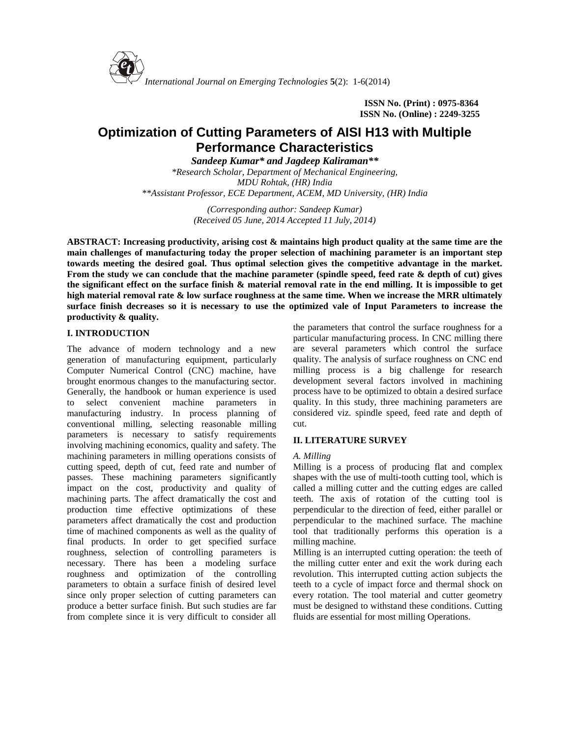ISSN No. (Print) : 0975-8364
ISSN No. (Online) : 2249-3255

# Optimization of Cutting Parameters of AISI H13 with Multiple Performance Characteristics

***Sandeep Kumar\* and Jagdeep Kaliraman\*\****

*\*Research Scholar, Department of Mechanical Engineering, MDU Rohtak, (HR) India*
*\*\*Assistant Professor, ECE Department, ACEM, MD University, (HR) India*

*(Corresponding author: Sandeep Kumar)*
*(Received 05 June, 2014 Accepted 11 July, 2014)*

**ABSTRACT: Increasing productivity, arising cost & maintains high product quality at the same time are the main challenges of manufacturing today the proper selection of machining parameter is an important step towards meeting the desired goal. Thus optimal selection gives the competitive advantage in the market. From the study we can conclude that the machine parameter (spindle speed, feed rate & depth of cut) gives the significant effect on the surface finish & material removal rate in the end milling. It is impossible to get high material removal rate & low surface roughness at the same time. When we increase the MRR ultimately surface finish decreases so it is necessary to use the optimized vale of Input Parameters to increase the productivity & quality.**

## I. INTRODUCTION

The advance of modern technology and a new generation of manufacturing equipment, particularly Computer Numerical Control (CNC) machine, have brought enormous changes to the manufacturing sector. Generally, the handbook or human experience is used to select convenient machine parameters in manufacturing industry. In process planning of conventional milling, selecting reasonable milling parameters is necessary to satisfy requirements involving machining economics, quality and safety. The machining parameters in milling operations consists of cutting speed, depth of cut, feed rate and number of passes. These machining parameters significantly impact on the cost, productivity and quality of machining parts. The affect dramatically the cost and production time effective optimizations of these parameters affect dramatically the cost and production time of machined components as well as the quality of final products. In order to get specified surface roughness, selection of controlling parameters is necessary. There has been a modeling surface roughness and optimization of the controlling parameters to obtain a surface finish of desired level since only proper selection of cutting parameters can produce a better surface finish. But such studies are far from complete since it is very difficult to consider all the parameters that control the surface roughness for a particular manufacturing process. In CNC milling there are several parameters which control the surface quality. The analysis of surface roughness on CNC end milling process is a big challenge for research development several factors involved in machining process have to be optimized to obtain a desired surface quality. In this study, three machining parameters are considered viz. spindle speed, feed rate and depth of cut.

## II. LITERATURE SURVEY

### *A. Milling*

Milling is a process of producing flat and complex shapes with the use of multi-tooth cutting tool, which is called a milling cutter and the cutting edges are called teeth. The axis of rotation of the cutting tool is perpendicular to the direction of feed, either parallel or perpendicular to the machined surface. The machine tool that traditionally performs this operation is a milling machine.

Milling is an interrupted cutting operation: the teeth of the milling cutter enter and exit the work during each revolution. This interrupted cutting action subjects the teeth to a cycle of impact force and thermal shock on every rotation. The tool material and cutter geometry must be designed to withstand these conditions. Cutting fluids are essential for most milling Operations.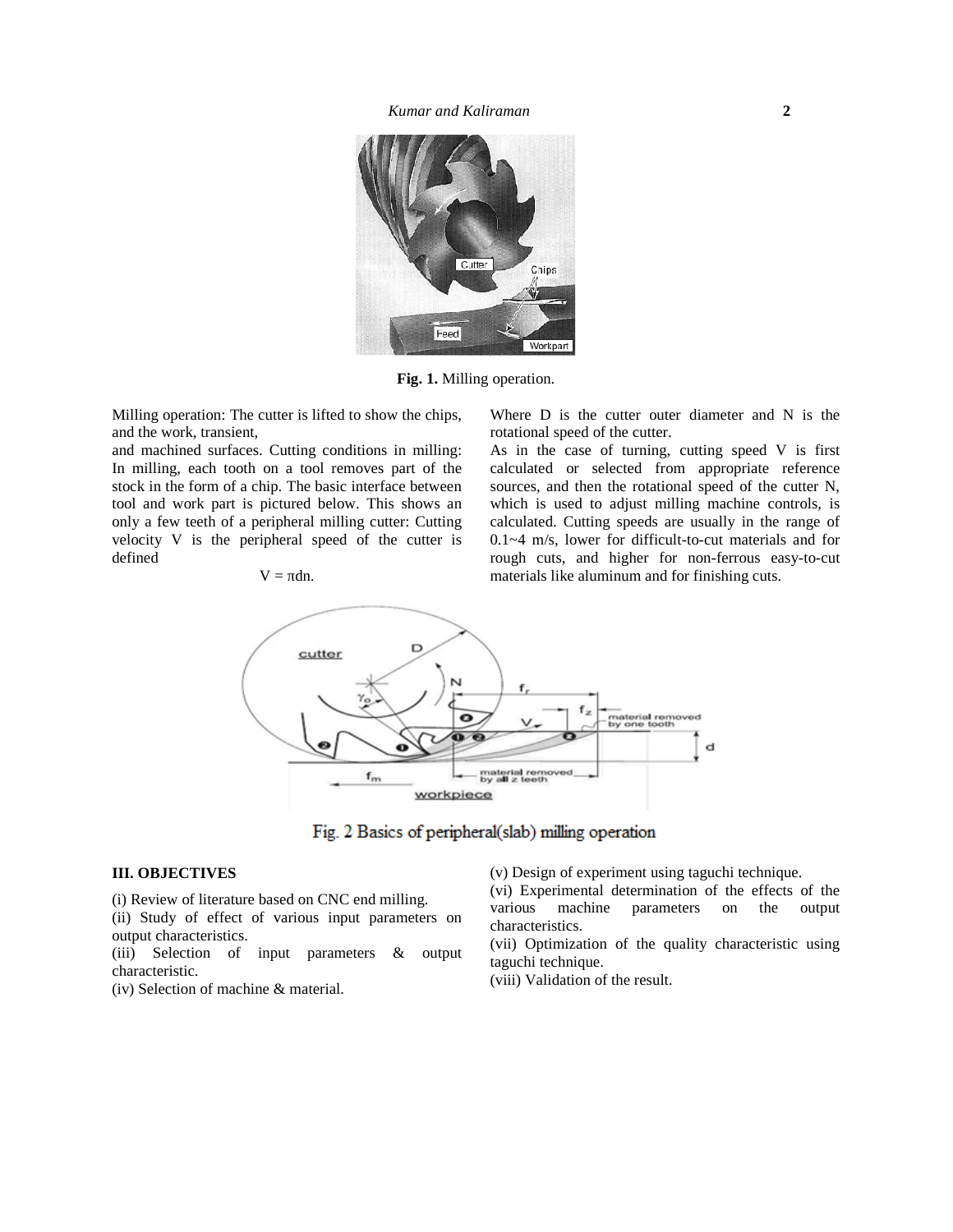**Fig. 1.** Milling operation.

Milling operation: The cutter is lifted to show the chips, and the work, transient,

and machined surfaces. Cutting conditions in milling: In milling, each tooth on a tool removes part of the stock in the form of a chip. The basic interface between tool and work part is pictured below. This shows an only a few teeth of a peripheral milling cutter: Cutting velocity V is the peripheral speed of the cutter is defined

$$V = \pi dn.$$

Where D is the cutter outer diameter and N is the rotational speed of the cutter.

As in the case of turning, cutting speed V is first calculated or selected from appropriate reference sources, and then the rotational speed of the cutter N, which is used to adjust milling machine controls, is calculated. Cutting speeds are usually in the range of 0.1~4 m/s, lower for difficult-to-cut materials and for rough cuts, and higher for non-ferrous easy-to-cut materials like aluminum and for finishing cuts.

Fig. 2 Basics of peripheral(slab) milling operation

## III. OBJECTIVES

(i) Review of literature based on CNC end milling.
(ii) Study of effect of various input parameters on output characteristics.
(iii) Selection of input parameters & output characteristic.
(iv) Selection of machine & material.
(v) Design of experiment using taguchi technique.
(vi) Experimental determination of the effects of the various machine parameters on the output characteristics.
(vii) Optimization of the quality characteristic using taguchi technique.
(viii) Validation of the result.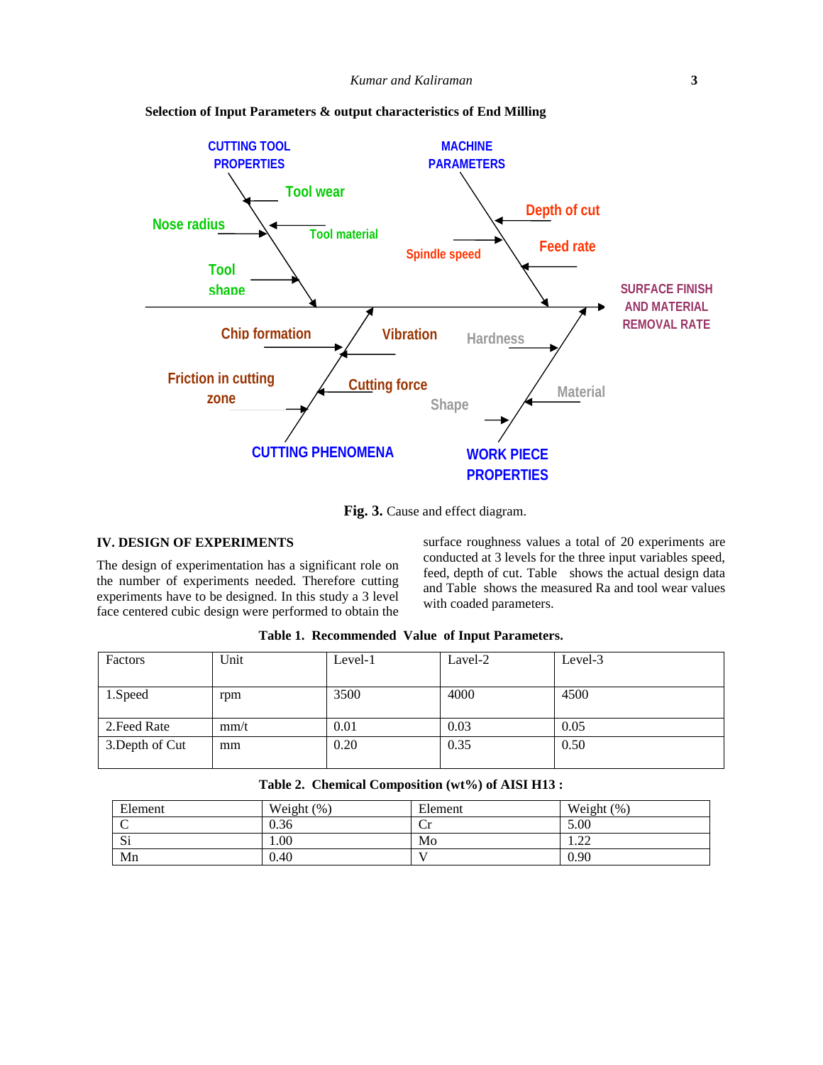**Selection of Input Parameters & output characteristics of End Milling**

CUTTING TOOL PROPERTIES

Tool wear

Nose radius

Tool material

Tool shape

MACHINE PARAMETERS

Depth of cut

Spindle speed

Feed rate

SURFACE FINISH AND MATERIAL REMOVAL RATE

Chip formation

Vibration

Friction in cutting zone

Cutting force

CUTTING PHENOMENA

Hardness

Material

Shape

WORK PIECE PROPERTIES

**Fig. 3.** Cause and effect diagram.

## IV. DESIGN OF EXPERIMENTS

The design of experimentation has a significant role on the number of experiments needed. Therefore cutting experiments have to be designed. In this study a 3 level face centered cubic design were performed to obtain the surface roughness values a total of 20 experiments are conducted at 3 levels for the three input variables speed, feed, depth of cut. Table shows the actual design data and Table shows the measured Ra and tool wear values with coaded parameters.

**Table 1. Recommended Value of Input Parameters.**

| Factors | Unit | Level-1 | Lavel-2 | Level-3 |
|---|---|---|---|---|
| 1.Speed | rpm | 3500 | 4000 | 4500 |
| 2.Feed Rate | mm/t | 0.01 | 0.03 | 0.05 |
| 3.Depth of Cut | mm | 0.20 | 0.35 | 0.50 |

**Table 2. Chemical Composition (wt%) of AISI H13 :**

| Element | Weight (%) | Element | Weight (%) |
|---|---|---|---|
| C | 0.36 | Cr | 5.00 |
| Si | 1.00 | Mo | 1.22 |
| Mn | 0.40 | V | 0.90 |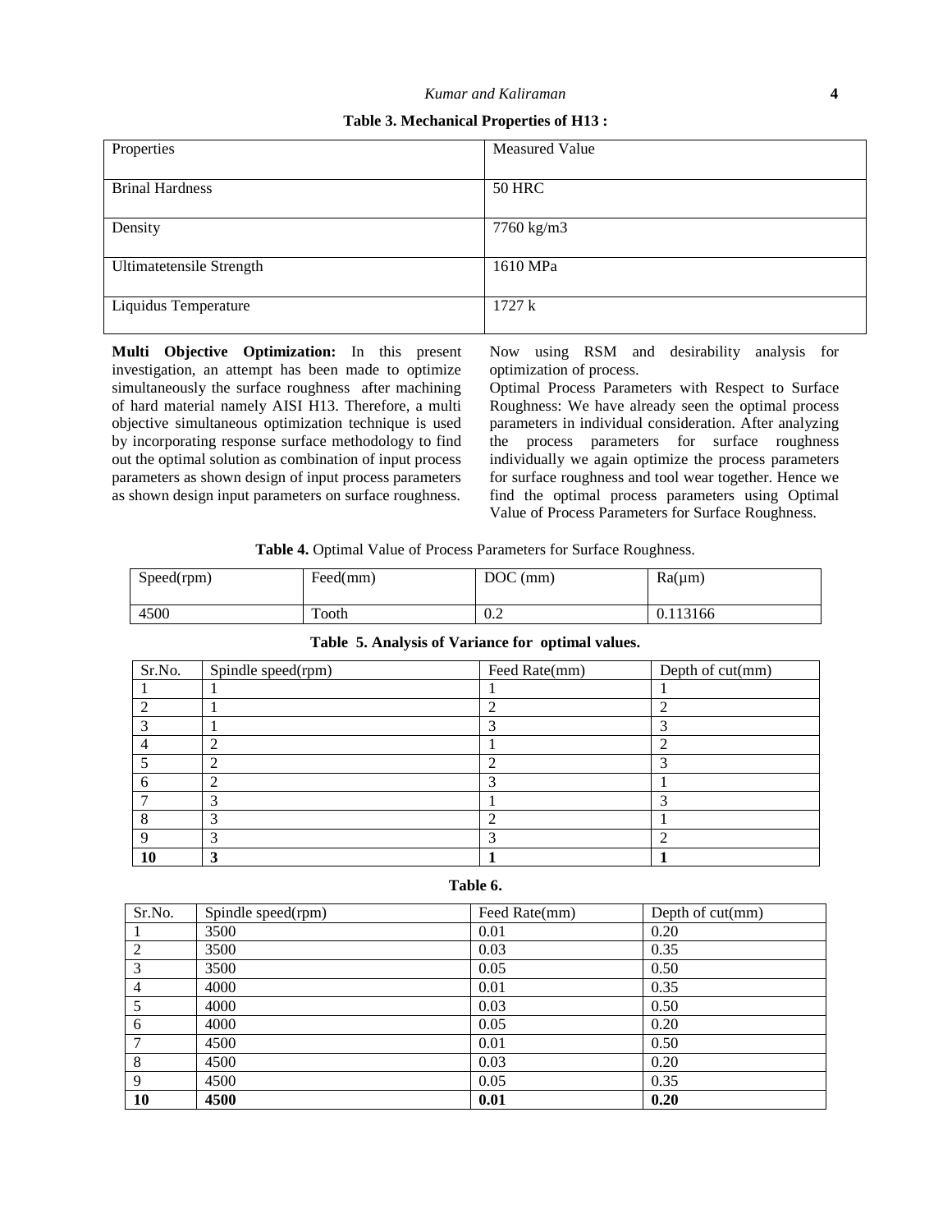**Table 3. Mechanical Properties of H13 :**

| Properties | Measured Value |
|---|---|
| Brinal Hardness | 50 HRC |
| Density | 7760 kg/m3 |
| Ultimatetensile Strength | 1610 MPa |
| Liquidus Temperature | 1727 k |

**Multi Objective Optimization:** In this present investigation, an attempt has been made to optimize simultaneously the surface roughness after machining of hard material namely AISI H13. Therefore, a multi objective simultaneous optimization technique is used by incorporating response surface methodology to find out the optimal solution as combination of input process parameters as shown design of input process parameters as shown design input parameters on surface roughness. Now using RSM and desirability analysis for optimization of process.

Optimal Process Parameters with Respect to Surface Roughness: We have already seen the optimal process parameters in individual consideration. After analyzing the process parameters for surface roughness individually we again optimize the process parameters for surface roughness and tool wear together. Hence we find the optimal process parameters using Optimal Value of Process Parameters for Surface Roughness.

**Table 4.** Optimal Value of Process Parameters for Surface Roughness.

| Speed(rpm) | Feed(mm) | DOC (mm) | Ra(μm) |
|---|---|---|---|
| 4500 | Tooth | 0.2 | 0.113166 |

**Table 5. Analysis of Variance for optimal values.**

| Sr.No. | Spindle speed(rpm) | Feed Rate(mm) | Depth of cut(mm) |
|---|---|---|---|
| 1 | 1 | 1 | 1 |
| 2 | 1 | 2 | 2 |
| 3 | 1 | 3 | 3 |
| 4 | 2 | 1 | 2 |
| 5 | 2 | 2 | 3 |
| 6 | 2 | 3 | 1 |
| 7 | 3 | 1 | 3 |
| 8 | 3 | 2 | 1 |
| 9 | 3 | 3 | 2 |
| **10** | **3** | **1** | **1** |

**Table 6.**

| Sr.No. | Spindle speed(rpm) | Feed Rate(mm) | Depth of cut(mm) |
|---|---|---|---|
| 1 | 3500 | 0.01 | 0.20 |
| 2 | 3500 | 0.03 | 0.35 |
| 3 | 3500 | 0.05 | 0.50 |
| 4 | 4000 | 0.01 | 0.35 |
| 5 | 4000 | 0.03 | 0.50 |
| 6 | 4000 | 0.05 | 0.20 |
| 7 | 4500 | 0.01 | 0.50 |
| 8 | 4500 | 0.03 | 0.20 |
| 9 | 4500 | 0.05 | 0.35 |
| **10** | **4500** | **0.01** | **0.20** |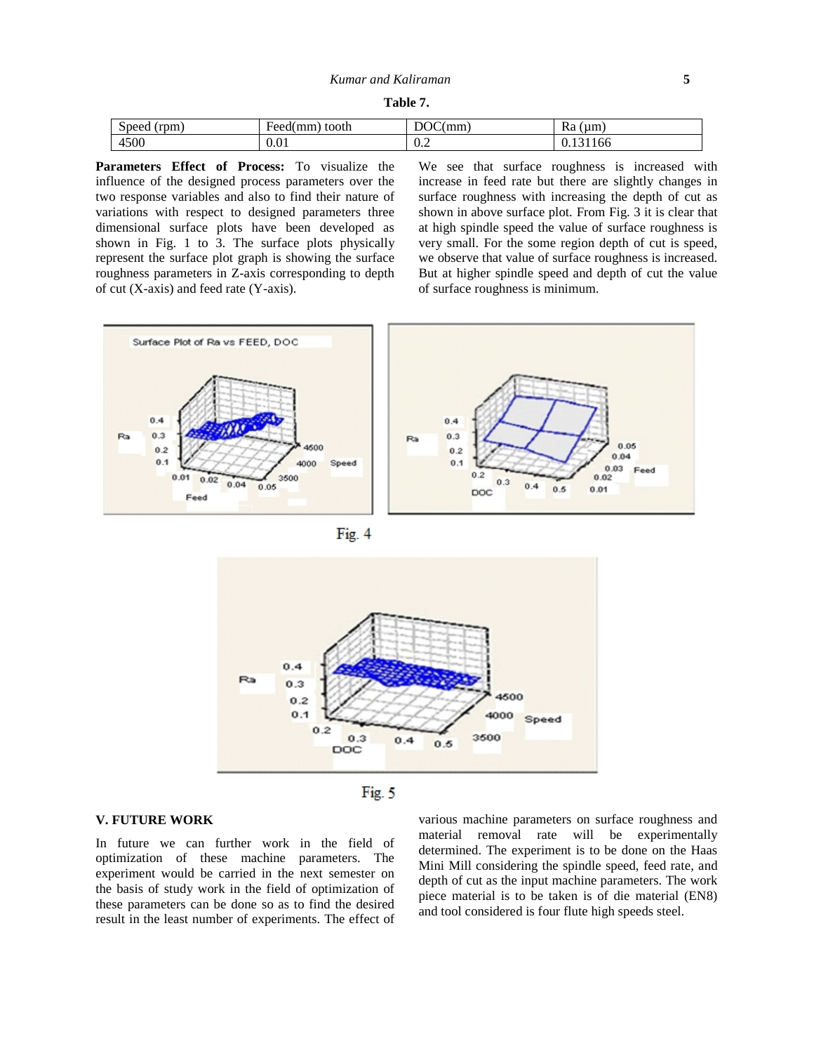**Table 7.**

| Speed (rpm) | Feed(mm) tooth | DOC(mm) | Ra (μm) |
|---|---|---|---|
| 4500 | 0.01 | 0.2 | 0.131166 |

**Parameters Effect of Process:** To visualize the influence of the designed process parameters over the two response variables and also to find their nature of variations with respect to designed parameters three dimensional surface plots have been developed as shown in Fig. 1 to 3. The surface plots physically represent the surface plot graph is showing the surface roughness parameters in Z-axis corresponding to depth of cut (X-axis) and feed rate (Y-axis).

We see that surface roughness is increased with increase in feed rate but there are slightly changes in surface roughness with increasing the depth of cut as shown in above surface plot. From Fig. 3 it is clear that at high spindle speed the value of surface roughness is very small. For the some region depth of cut is speed, we observe that value of surface roughness is increased. But at higher spindle speed and depth of cut the value of surface roughness is minimum.

Fig. 4

Fig. 5

## V. FUTURE WORK

In future we can further work in the field of optimization of these machine parameters. The experiment would be carried in the next semester on the basis of study work in the field of optimization of these parameters can be done so as to find the desired result in the least number of experiments. The effect of various machine parameters on surface roughness and material removal rate will be experimentally determined. The experiment is to be done on the Haas Mini Mill considering the spindle speed, feed rate, and depth of cut as the input machine parameters. The work piece material is to be taken is of die material (EN8) and tool considered is four flute high speeds steel.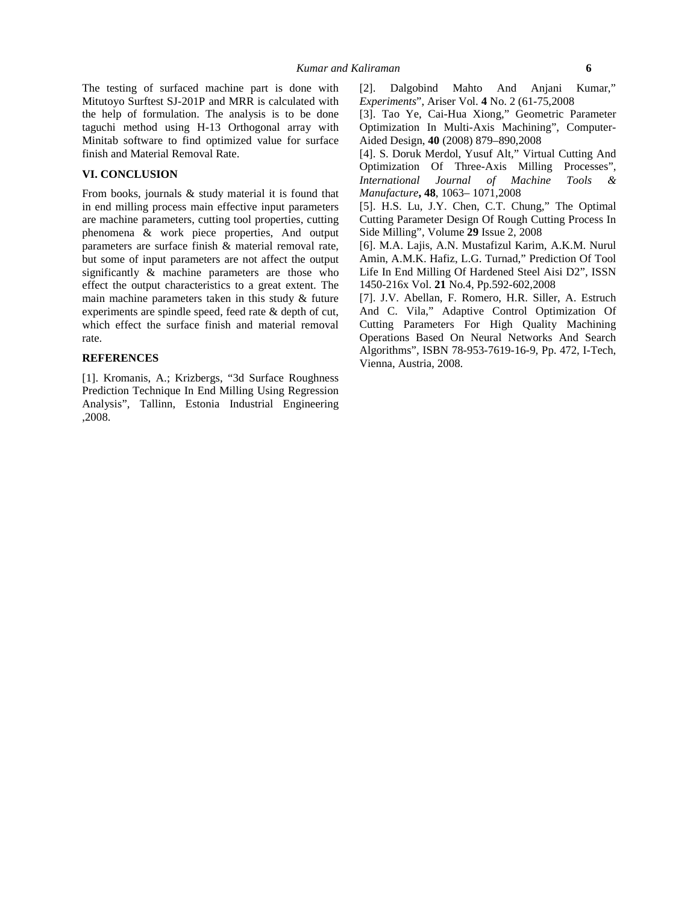The testing of surfaced machine part is done with Mitutoyo Surftest SJ-201P and MRR is calculated with the help of formulation. The analysis is to be done taguchi method using H-13 Orthogonal array with Minitab software to find optimized value for surface finish and Material Removal Rate.

## VI. CONCLUSION

From books, journals & study material it is found that in end milling process main effective input parameters are machine parameters, cutting tool properties, cutting phenomena & work piece properties, And output parameters are surface finish & material removal rate, but some of input parameters are not affect the output significantly & machine parameters are those who effect the output characteristics to a great extent. The main machine parameters taken in this study & future experiments are spindle speed, feed rate & depth of cut, which effect the surface finish and material removal rate.

## REFERENCES

[1]. Kromanis, A.; Krizbergs, "3d Surface Roughness Prediction Technique In End Milling Using Regression Analysis", Tallinn, Estonia Industrial Engineering ,2008.

[2]. Dalgobind Mahto And Anjani Kumar," *Experiments*", Ariser Vol. **4** No. 2 (61-75,2008

[3]. Tao Ye, Cai-Hua Xiong," Geometric Parameter Optimization In Multi-Axis Machining", Computer-Aided Design, **40** (2008) 879–890,2008

[4]. S. Doruk Merdol, Yusuf Alt," Virtual Cutting And Optimization Of Three-Axis Milling Processes", *International Journal of Machine Tools & Manufacture***, 48**, 1063– 1071,2008

[5]. H.S. Lu, J.Y. Chen, C.T. Chung," The Optimal Cutting Parameter Design Of Rough Cutting Process In Side Milling", Volume **29** Issue 2, 2008

[6]. M.A. Lajis, A.N. Mustafizul Karim, A.K.M. Nurul Amin, A.M.K. Hafiz, L.G. Turnad," Prediction Of Tool Life In End Milling Of Hardened Steel Aisi D2", ISSN 1450-216x Vol. **21** No.4, Pp.592-602,2008

[7]. J.V. Abellan, F. Romero, H.R. Siller, A. Estruch And C. Vila," Adaptive Control Optimization Of Cutting Parameters For High Quality Machining Operations Based On Neural Networks And Search Algorithms", ISBN 78-953-7619-16-9, Pp. 472, I-Tech, Vienna, Austria, 2008.